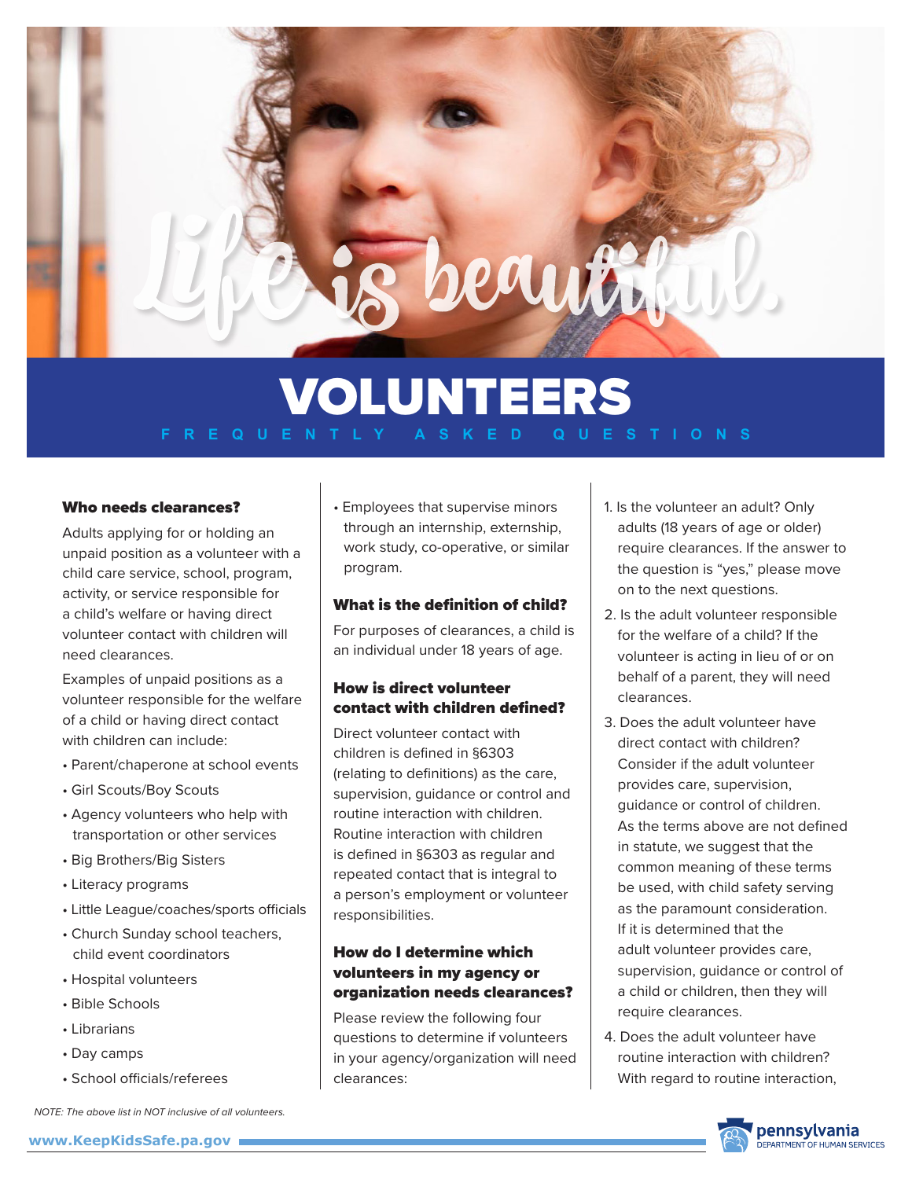Life is beautiful.

# VOLUNTEERS

FREQUENTLY ASKED QUESTIONS

### Who needs clearances?

Adults applying for or holding an unpaid position as a volunteer with a child care service, school, program, activity, or service responsible for a child's welfare or having direct volunteer contact with children will need clearances.

Examples of unpaid positions as a volunteer responsible for the welfare of a child or having direct contact with children can include:

- Parent/chaperone at school events
- Girl Scouts/Boy Scouts
- Agency volunteers who help with transportation or other services
- Big Brothers/Big Sisters
- Literacy programs
- Little League/coaches/sports officials
- Church Sunday school teachers, child event coordinators
- Hospital volunteers
- Bible Schools
- Librarians
- Day camps
- School officials/referees
- Employees that supervise minors through an internship, externship, work study, co-operative, or similar program.

*NOTE: The above list in NOT inclusive of all volunteers.*

### What is the definition of child?

For purposes of clearances, a child is an individual under 18 years of age.

### How is direct volunteer contact with children defined?

Direct volunteer contact with children is defined in §6303 (relating to definitions) as the care, supervision, guidance or control and routine interaction with children. Routine interaction with children is defined in §6303 as regular and repeated contact that is integral to a person's employment or volunteer responsibilities.

### How do I determine which volunteers in my agency or organization needs clearances?

Please review the following four questions to determine if volunteers in your agency/organization will need clearances:

1. Is the volunteer an adult? Only adults (18 years of age or older) require clearances. If the answer to the question is "yes," please move on to the next questions.
2. Is the adult volunteer responsible for the welfare of a child? If the volunteer is acting in lieu of or on behalf of a parent, they will need clearances.
3. Does the adult volunteer have direct contact with children? Consider if the adult volunteer provides care, supervision, guidance or control of children. As the terms above are not defined in statute, we suggest that the common meaning of these terms be used, with child safety serving as the paramount consideration. If it is determined that the adult volunteer provides care, supervision, guidance or control of a child or children, then they will require clearances.
4. Does the adult volunteer have routine interaction with children? With regard to routine interaction,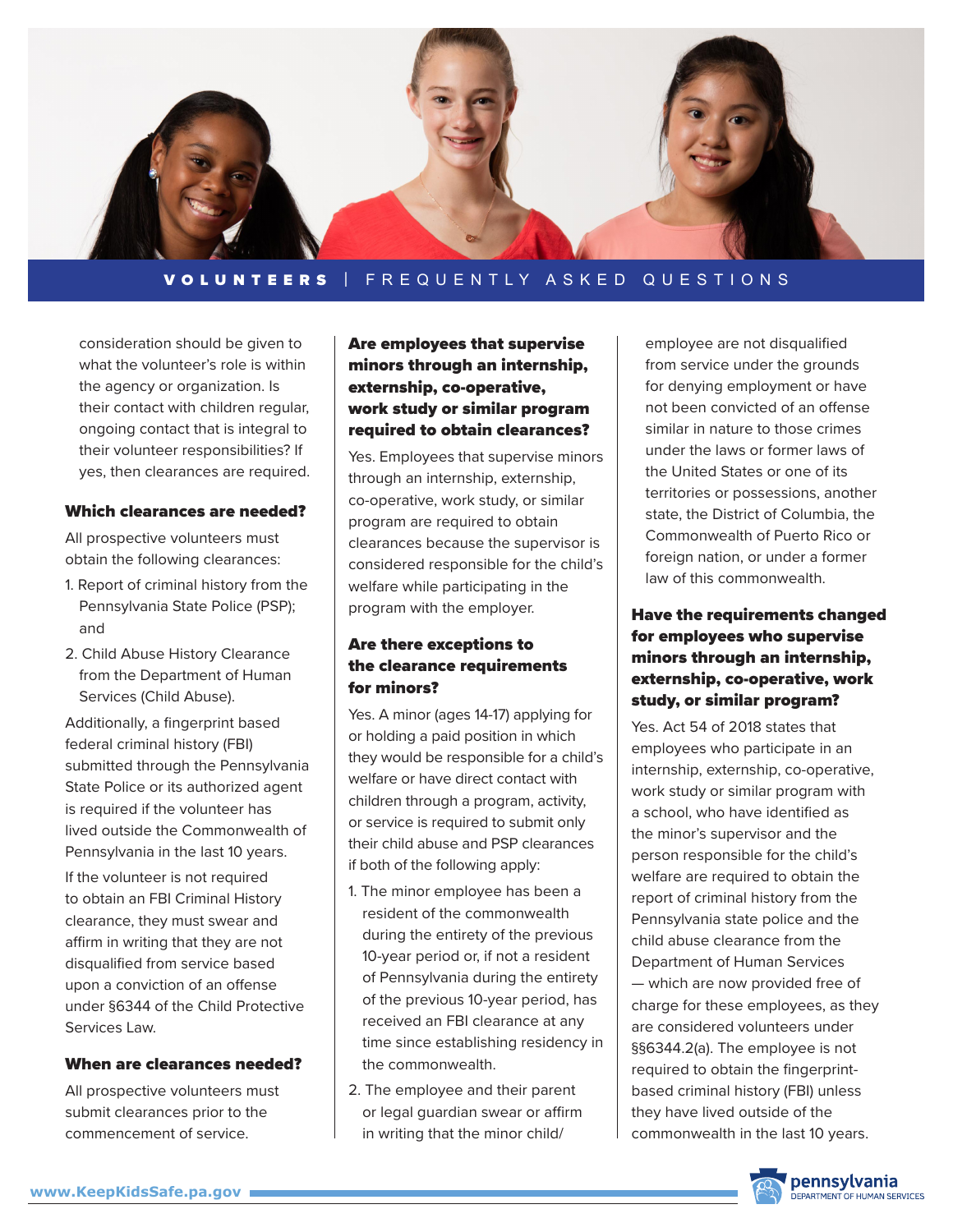consideration should be given to what the volunteer's role is within the agency or organization. Is their contact with children regular, ongoing contact that is integral to their volunteer responsibilities? If yes, then clearances are required.

### Which clearances are needed?

All prospective volunteers must obtain the following clearances:

1. Report of criminal history from the Pennsylvania State Police (PSP); and
2. Child Abuse History Clearance from the Department of Human Services (Child Abuse).

Additionally, a fingerprint based federal criminal history (FBI) submitted through the Pennsylvania State Police or its authorized agent is required if the volunteer has lived outside the Commonwealth of Pennsylvania in the last 10 years.

If the volunteer is not required to obtain an FBI Criminal History clearance, they must swear and affirm in writing that they are not disqualified from service based upon a conviction of an offense under §6344 of the Child Protective Services Law.

### When are clearances needed?

All prospective volunteers must submit clearances prior to the commencement of service.

### Are employees that supervise minors through an internship, externship, co-operative, work study or similar program required to obtain clearances?

Yes. Employees that supervise minors through an internship, externship, co-operative, work study, or similar program are required to obtain clearances because the supervisor is considered responsible for the child's welfare while participating in the program with the employer.

### Are there exceptions to the clearance requirements for minors?

Yes. A minor (ages 14-17) applying for or holding a paid position in which they would be responsible for a child's welfare or have direct contact with children through a program, activity, or service is required to submit only their child abuse and PSP clearances if both of the following apply:

1. The minor employee has been a resident of the commonwealth during the entirety of the previous 10-year period or, if not a resident of Pennsylvania during the entirety of the previous 10-year period, has received an FBI clearance at any time since establishing residency in the commonwealth.
2. The employee and their parent or legal guardian swear or affirm in writing that the minor child/employee are not disqualified from service under the grounds for denying employment or have not been convicted of an offense similar in nature to those crimes under the laws or former laws of the United States or one of its territories or possessions, another state, the District of Columbia, the Commonwealth of Puerto Rico or foreign nation, or under a former law of this commonwealth.

### Have the requirements changed for employees who supervise minors through an internship, externship, co-operative, work study, or similar program?

Yes. Act 54 of 2018 states that employees who participate in an internship, externship, co-operative, work study or similar program with a school, who have identified as the minor's supervisor and the person responsible for the child's welfare are required to obtain the report of criminal history from the Pennsylvania state police and the child abuse clearance from the Department of Human Services — which are now provided free of charge for these employees, as they are considered volunteers under §§6344.2(a). The employee is not required to obtain the fingerprint-based criminal history (FBI) unless they have lived outside of the commonwealth in the last 10 years.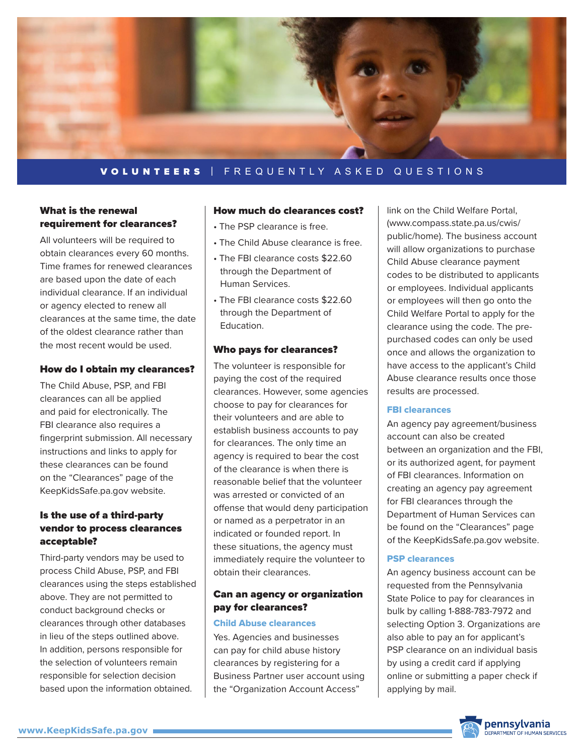VOLUNTEERS | FREQUENTLY ASKED QUESTIONS

## What is the renewal requirement for clearances?

All volunteers will be required to obtain clearances every 60 months. Time frames for renewed clearances are based upon the date of each individual clearance. If an individual or agency elected to renew all clearances at the same time, the date of the oldest clearance rather than the most recent would be used.

## How do I obtain my clearances?

The Child Abuse, PSP, and FBI clearances can all be applied and paid for electronically. The FBI clearance also requires a fingerprint submission. All necessary instructions and links to apply for these clearances can be found on the "Clearances" page of the KeepKidsSafe.pa.gov website.

## Is the use of a third-party vendor to process clearances acceptable?

Third-party vendors may be used to process Child Abuse, PSP, and FBI clearances using the steps established above. They are not permitted to conduct background checks or clearances through other databases in lieu of the steps outlined above. In addition, persons responsible for the selection of volunteers remain responsible for selection decision based upon the information obtained.

## How much do clearances cost?

- The PSP clearance is free.
- The Child Abuse clearance is free.
- The FBI clearance costs $22.60 through the Department of Human Services.
- The FBI clearance costs $22.60 through the Department of Education.

## Who pays for clearances?

The volunteer is responsible for paying the cost of the required clearances. However, some agencies choose to pay for clearances for their volunteers and are able to establish business accounts to pay for clearances. The only time an agency is required to bear the cost of the clearance is when there is reasonable belief that the volunteer was arrested or convicted of an offense that would deny participation or named as a perpetrator in an indicated or founded report. In these situations, the agency must immediately require the volunteer to obtain their clearances.

## Can an agency or organization pay for clearances?

### Child Abuse clearances

Yes. Agencies and businesses can pay for child abuse history clearances by registering for a Business Partner user account using the "Organization Account Access" link on the Child Welfare Portal, (www.compass.state.pa.us/cwis/public/home). The business account will allow organizations to purchase Child Abuse clearance payment codes to be distributed to applicants or employees. Individual applicants or employees will then go onto the Child Welfare Portal to apply for the clearance using the code. The pre-purchased codes can only be used once and allows the organization to have access to the applicant's Child Abuse clearance results once those results are processed.

### FBI clearances

An agency pay agreement/business account can also be created between an organization and the FBI, or its authorized agent, for payment of FBI clearances. Information on creating an agency pay agreement for FBI clearances through the Department of Human Services can be found on the "Clearances" page of the KeepKidsSafe.pa.gov website.

### PSP clearances

An agency business account can be requested from the Pennsylvania State Police to pay for clearances in bulk by calling 1-888-783-7972 and selecting Option 3. Organizations are also able to pay an for applicant's PSP clearance on an individual basis by using a credit card if applying online or submitting a paper check if applying by mail.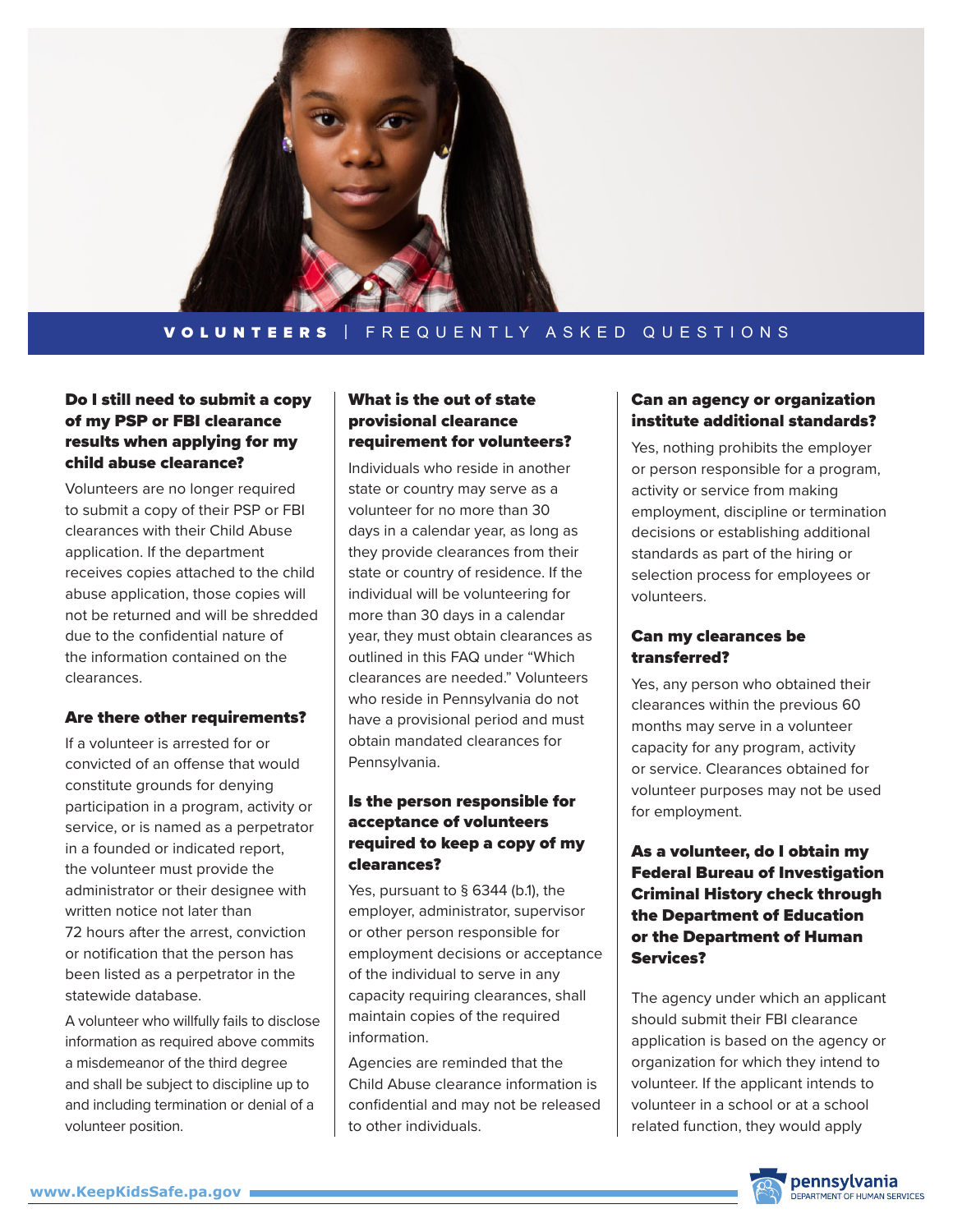VOLUNTEERS | FREQUENTLY ASKED QUESTIONS

### Do I still need to submit a copy of my PSP or FBI clearance results when applying for my child abuse clearance?

Volunteers are no longer required to submit a copy of their PSP or FBI clearances with their Child Abuse application. If the department receives copies attached to the child abuse application, those copies will not be returned and will be shredded due to the confidential nature of the information contained on the clearances.

### Are there other requirements?

If a volunteer is arrested for or convicted of an offense that would constitute grounds for denying participation in a program, activity or service, or is named as a perpetrator in a founded or indicated report, the volunteer must provide the administrator or their designee with written notice not later than 72 hours after the arrest, conviction or notification that the person has been listed as a perpetrator in the statewide database.

A volunteer who willfully fails to disclose information as required above commits a misdemeanor of the third degree and shall be subject to discipline up to and including termination or denial of a volunteer position.

### What is the out of state provisional clearance requirement for volunteers?

Individuals who reside in another state or country may serve as a volunteer for no more than 30 days in a calendar year, as long as they provide clearances from their state or country of residence. If the individual will be volunteering for more than 30 days in a calendar year, they must obtain clearances as outlined in this FAQ under "Which clearances are needed." Volunteers who reside in Pennsylvania do not have a provisional period and must obtain mandated clearances for Pennsylvania.

### Is the person responsible for acceptance of volunteers required to keep a copy of my clearances?

Yes, pursuant to § 6344 (b.1), the employer, administrator, supervisor or other person responsible for employment decisions or acceptance of the individual to serve in any capacity requiring clearances, shall maintain copies of the required information.

Agencies are reminded that the Child Abuse clearance information is confidential and may not be released to other individuals.

### Can an agency or organization institute additional standards?

Yes, nothing prohibits the employer or person responsible for a program, activity or service from making employment, discipline or termination decisions or establishing additional standards as part of the hiring or selection process for employees or volunteers.

### Can my clearances be transferred?

Yes, any person who obtained their clearances within the previous 60 months may serve in a volunteer capacity for any program, activity or service. Clearances obtained for volunteer purposes may not be used for employment.

### As a volunteer, do I obtain my Federal Bureau of Investigation Criminal History check through the Department of Education or the Department of Human Services?

The agency under which an applicant should submit their FBI clearance application is based on the agency or organization for which they intend to volunteer. If the applicant intends to volunteer in a school or at a school related function, they would apply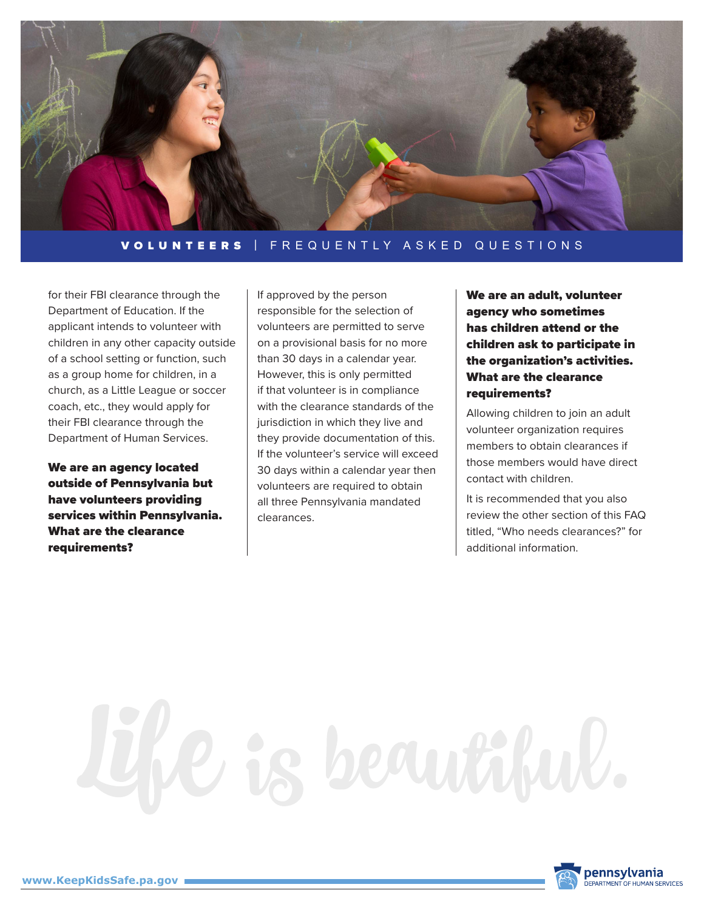for their FBI clearance through the Department of Education. If the applicant intends to volunteer with children in any other capacity outside of a school setting or function, such as a group home for children, in a church, as a Little League or soccer coach, etc., they would apply for their FBI clearance through the Department of Human Services.

**We are an agency located outside of Pennsylvania but have volunteers providing services within Pennsylvania. What are the clearance requirements?**

If approved by the person responsible for the selection of volunteers are permitted to serve on a provisional basis for no more than 30 days in a calendar year. However, this is only permitted if that volunteer is in compliance with the clearance standards of the jurisdiction in which they live and they provide documentation of this. If the volunteer's service will exceed 30 days within a calendar year then volunteers are required to obtain all three Pennsylvania mandated clearances.

**We are an adult, volunteer agency who sometimes has children attend or the children ask to participate in the organization's activities. What are the clearance requirements?**

Allowing children to join an adult volunteer organization requires members to obtain clearances if those members would have direct contact with children.

It is recommended that you also review the other section of this FAQ titled, "Who needs clearances?" for additional information.

Life is beautiful.